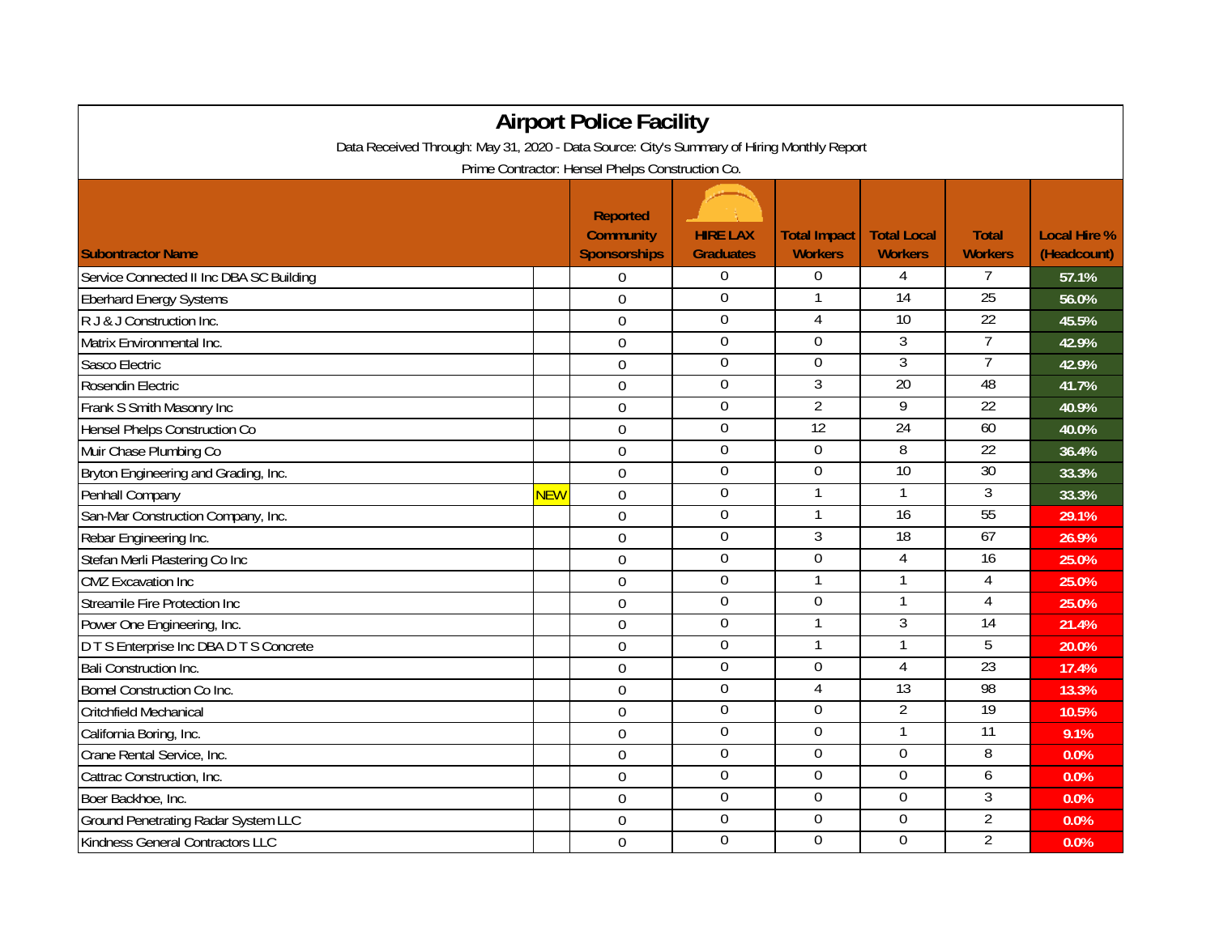# Airport Police Facility

Data Received Through: May 31, 2020 - Data Source: City's Summary of Hiring Monthly Report

Prime Contractor: Hensel Phelps Construction Co.

| Subontractor Name | | Reported Community Sponsorships | HIRE LAX Graduates | Total Impact Workers | Total Local Workers | Total Workers | Local Hire % (Headcount) |
|---|---|---|---|---|---|---|---|
| Service Connected II Inc DBA SC Building | | 0 | 0 | 0 | 4 | 7 | 57.1% |
| Eberhard Energy Systems | | 0 | 0 | 1 | 14 | 25 | 56.0% |
| R J & J Construction Inc. | | 0 | 0 | 4 | 10 | 22 | 45.5% |
| Matrix Environmental Inc. | | 0 | 0 | 0 | 3 | 7 | 42.9% |
| Sasco Electric | | 0 | 0 | 0 | 3 | 7 | 42.9% |
| Rosendin Electric | | 0 | 0 | 3 | 20 | 48 | 41.7% |
| Frank S Smith Masonry Inc | | 0 | 0 | 2 | 9 | 22 | 40.9% |
| Hensel Phelps Construction Co | | 0 | 0 | 12 | 24 | 60 | 40.0% |
| Muir Chase Plumbing Co | | 0 | 0 | 0 | 8 | 22 | 36.4% |
| Bryton Engineering and Grading, Inc. | | 0 | 0 | 0 | 10 | 30 | 33.3% |
| Penhall Company | NEW | 0 | 0 | 1 | 1 | 3 | 33.3% |
| San-Mar Construction Company, Inc. | | 0 | 0 | 1 | 16 | 55 | 29.1% |
| Rebar Engineering Inc. | | 0 | 0 | 3 | 18 | 67 | 26.9% |
| Stefan Merli Plastering Co Inc | | 0 | 0 | 0 | 4 | 16 | 25.0% |
| CMZ Excavation Inc | | 0 | 0 | 1 | 1 | 4 | 25.0% |
| Streamile Fire Protection Inc | | 0 | 0 | 0 | 1 | 4 | 25.0% |
| Power One Engineering, Inc. | | 0 | 0 | 1 | 3 | 14 | 21.4% |
| D T S Enterprise Inc DBA D T S Concrete | | 0 | 0 | 1 | 1 | 5 | 20.0% |
| Bali Construction Inc. | | 0 | 0 | 0 | 4 | 23 | 17.4% |
| Bomel Construction Co Inc. | | 0 | 0 | 4 | 13 | 98 | 13.3% |
| Critchfield Mechanical | | 0 | 0 | 0 | 2 | 19 | 10.5% |
| California Boring, Inc. | | 0 | 0 | 0 | 1 | 11 | 9.1% |
| Crane Rental Service, Inc. | | 0 | 0 | 0 | 0 | 8 | 0.0% |
| Cattrac Construction, Inc. | | 0 | 0 | 0 | 0 | 6 | 0.0% |
| Boer Backhoe, Inc. | | 0 | 0 | 0 | 0 | 3 | 0.0% |
| Ground Penetrating Radar System LLC | | 0 | 0 | 0 | 0 | 2 | 0.0% |
| Kindness General Contractors LLC | | 0 | 0 | 0 | 0 | 2 | 0.0% |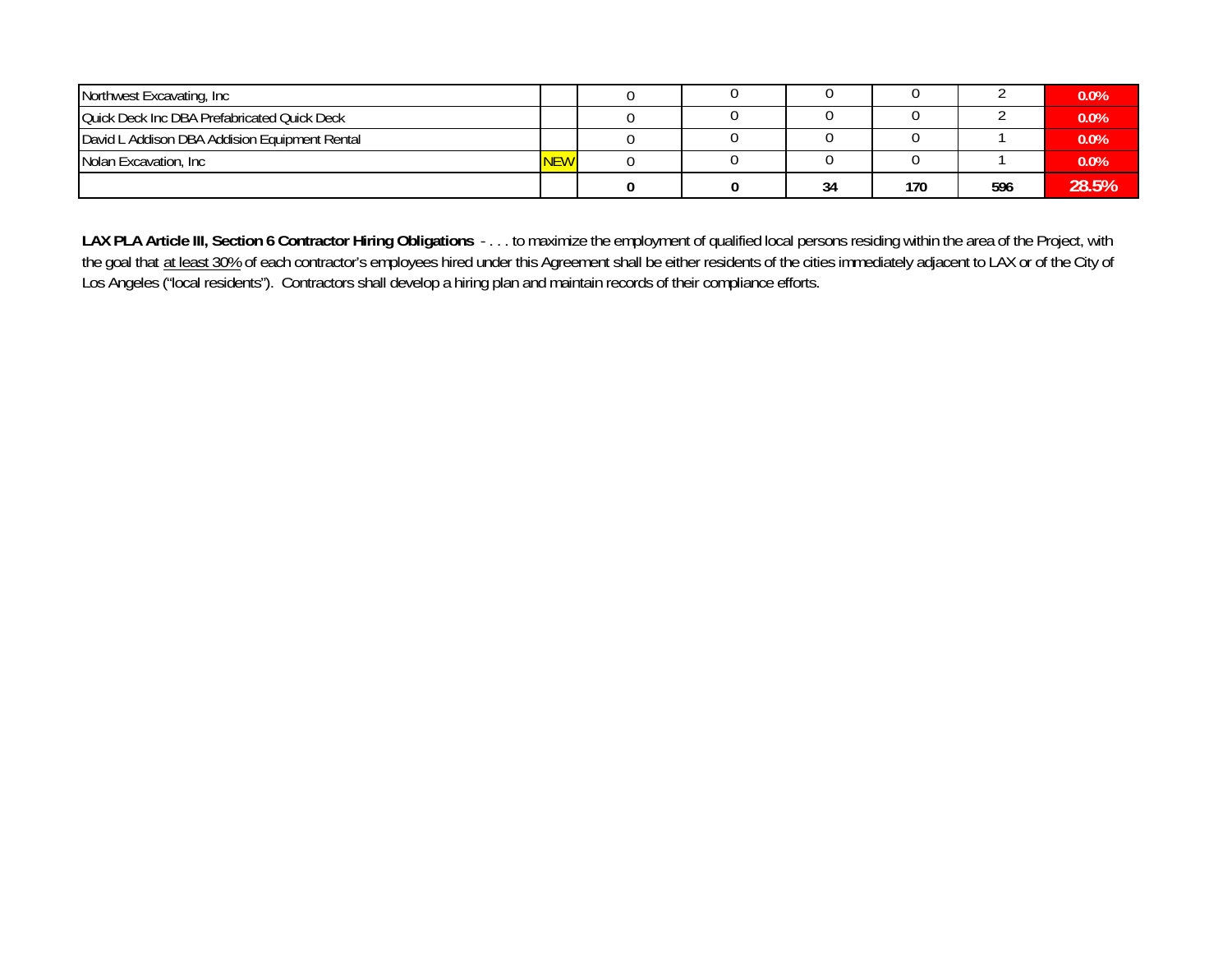| | | | | | | | |
|---|---|---|---|---|---|---|---|
| Northwest Excavating, Inc | | 0 | 0 | 0 | 0 | 2 | 0.0% |
| Quick Deck Inc DBA Prefabricated Quick Deck | | 0 | 0 | 0 | 0 | 2 | 0.0% |
| David L Addison DBA Addision Equipment Rental | | 0 | 0 | 0 | 0 | 1 | 0.0% |
| Nolan Excavation, Inc | NEW | 0 | 0 | 0 | 0 | 1 | 0.0% |
| | | **0** | **0** | **34** | **170** | **596** | **28.5%** |

**LAX PLA Article III, Section 6 Contractor Hiring Obligations** - . . . to maximize the employment of qualified local persons residing within the area of the Project, with the goal that at least 30% of each contractor's employees hired under this Agreement shall be either residents of the cities immediately adjacent to LAX or of the City of Los Angeles ("local residents"). Contractors shall develop a hiring plan and maintain records of their compliance efforts.